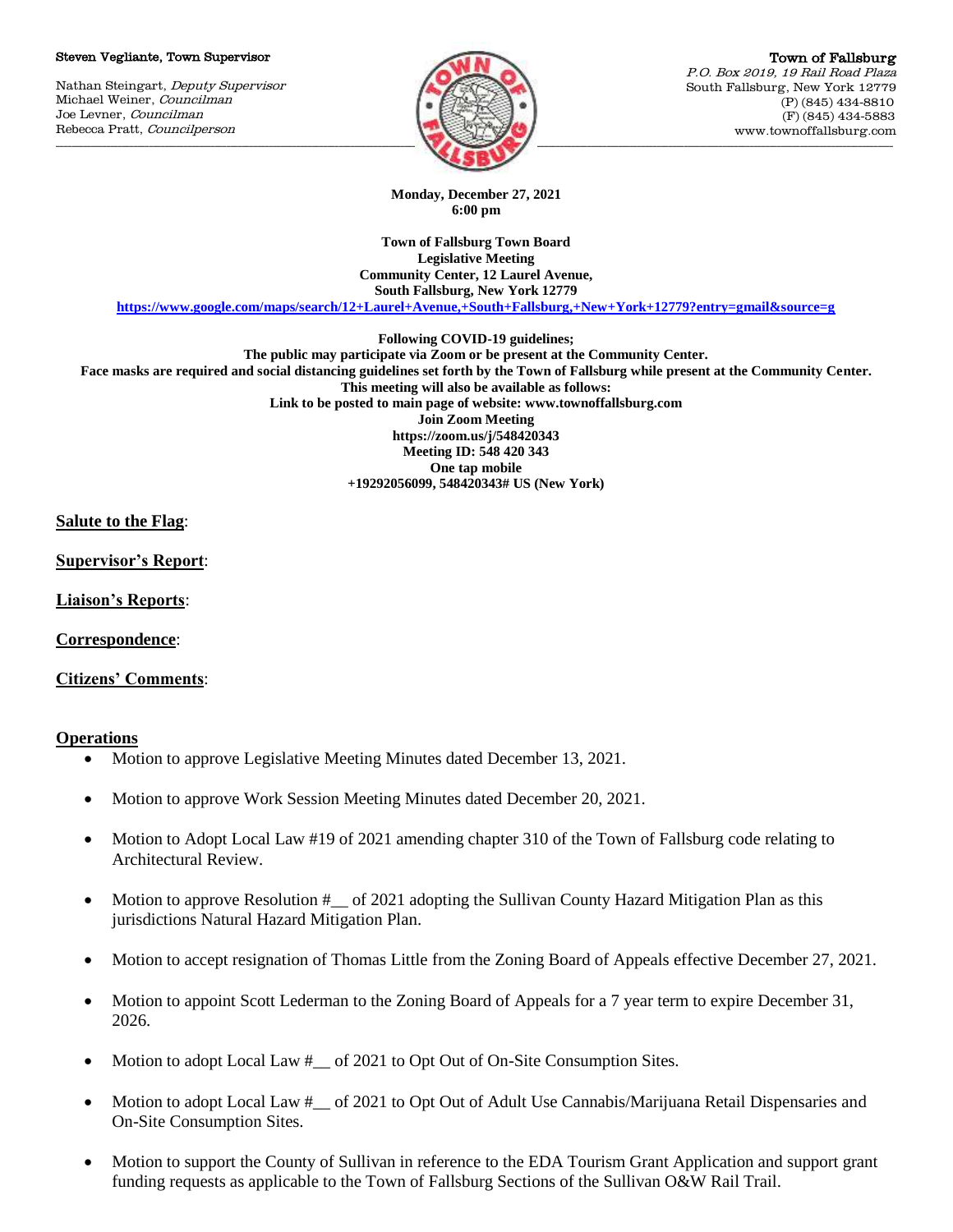Steven Vegliante, Town Supervisor

Nathan Steingart, *Deputy Supervisor*
Michael Weiner, *Councilman*
Joe Levner, *Councilman*
Rebecca Pratt, *Councilperson*

**Town of Fallsburg**
*P.O. Box 2019, 19 Rail Road Plaza*
South Fallsburg, New York 12779
(P) (845) 434-8810
(F) (845) 434-5883
www.townoffallsburg.com

**Monday, December 27, 2021**
**6:00 pm**

**Town of Fallsburg Town Board**
**Legislative Meeting**
**Community Center, 12 Laurel Avenue,**
**South Fallsburg, New York 12779**
**https://www.google.com/maps/search/12+Laurel+Avenue,+South+Fallsburg,+New+York+12779?entry=gmail&source=g**

**Following COVID-19 guidelines;**
**The public may participate via Zoom or be present at the Community Center.**
**Face masks are required and social distancing guidelines set forth by the Town of Fallsburg while present at the Community Center.**
**This meeting will also be available as follows:**
**Link to be posted to main page of website: www.townoffallsburg.com**
**Join Zoom Meeting**
**https://zoom.us/j/548420343**
**Meeting ID: 548 420 343**
**One tap mobile**
**+19292056099, 548420343# US (New York)**

**Salute to the Flag**:

**Supervisor's Report**:

**Liaison's Reports**:

**Correspondence**:

**Citizens' Comments**:

**Operations**

- Motion to approve Legislative Meeting Minutes dated December 13, 2021.
- Motion to approve Work Session Meeting Minutes dated December 20, 2021.
- Motion to Adopt Local Law #19 of 2021 amending chapter 310 of the Town of Fallsburg code relating to Architectural Review.
- Motion to approve Resolution #__ of 2021 adopting the Sullivan County Hazard Mitigation Plan as this jurisdictions Natural Hazard Mitigation Plan.
- Motion to accept resignation of Thomas Little from the Zoning Board of Appeals effective December 27, 2021.
- Motion to appoint Scott Lederman to the Zoning Board of Appeals for a 7 year term to expire December 31, 2026.
- Motion to adopt Local Law #__ of 2021 to Opt Out of On-Site Consumption Sites.
- Motion to adopt Local Law #__ of 2021 to Opt Out of Adult Use Cannabis/Marijuana Retail Dispensaries and On-Site Consumption Sites.
- Motion to support the County of Sullivan in reference to the EDA Tourism Grant Application and support grant funding requests as applicable to the Town of Fallsburg Sections of the Sullivan O&W Rail Trail.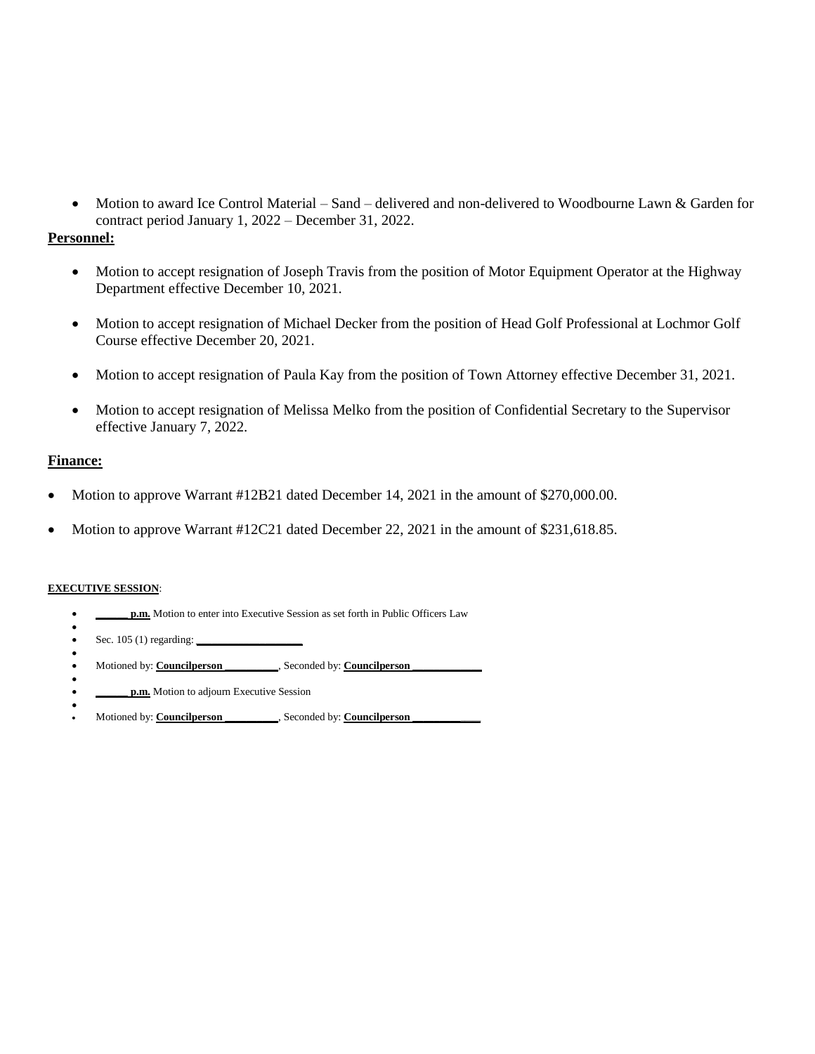- Motion to award Ice Control Material – Sand – delivered and non-delivered to Woodbourne Lawn & Garden for contract period January 1, 2022 – December 31, 2022.

**Personnel:**

- Motion to accept resignation of Joseph Travis from the position of Motor Equipment Operator at the Highway Department effective December 10, 2021.
- Motion to accept resignation of Michael Decker from the position of Head Golf Professional at Lochmor Golf Course effective December 20, 2021.
- Motion to accept resignation of Paula Kay from the position of Town Attorney effective December 31, 2021.
- Motion to accept resignation of Melissa Melko from the position of Confidential Secretary to the Supervisor effective January 7, 2022.

**Finance:**

- Motion to approve Warrant #12B21 dated December 14, 2021 in the amount of $270,000.00.
- Motion to approve Warrant #12C21 dated December 22, 2021 in the amount of $231,618.85.

**EXECUTIVE SESSION**:

- **______ p.m.** Motion to enter into Executive Session as set forth in Public Officers Law
- Sec. 105 (1) regarding: ___________________
- Motioned by: **Councilperson** __________, Seconded by: **Councilperson** _____________
- **______ p.m.** Motion to adjourn Executive Session
- Motioned by: **Councilperson** __________, Seconded by: **Councilperson** _____________